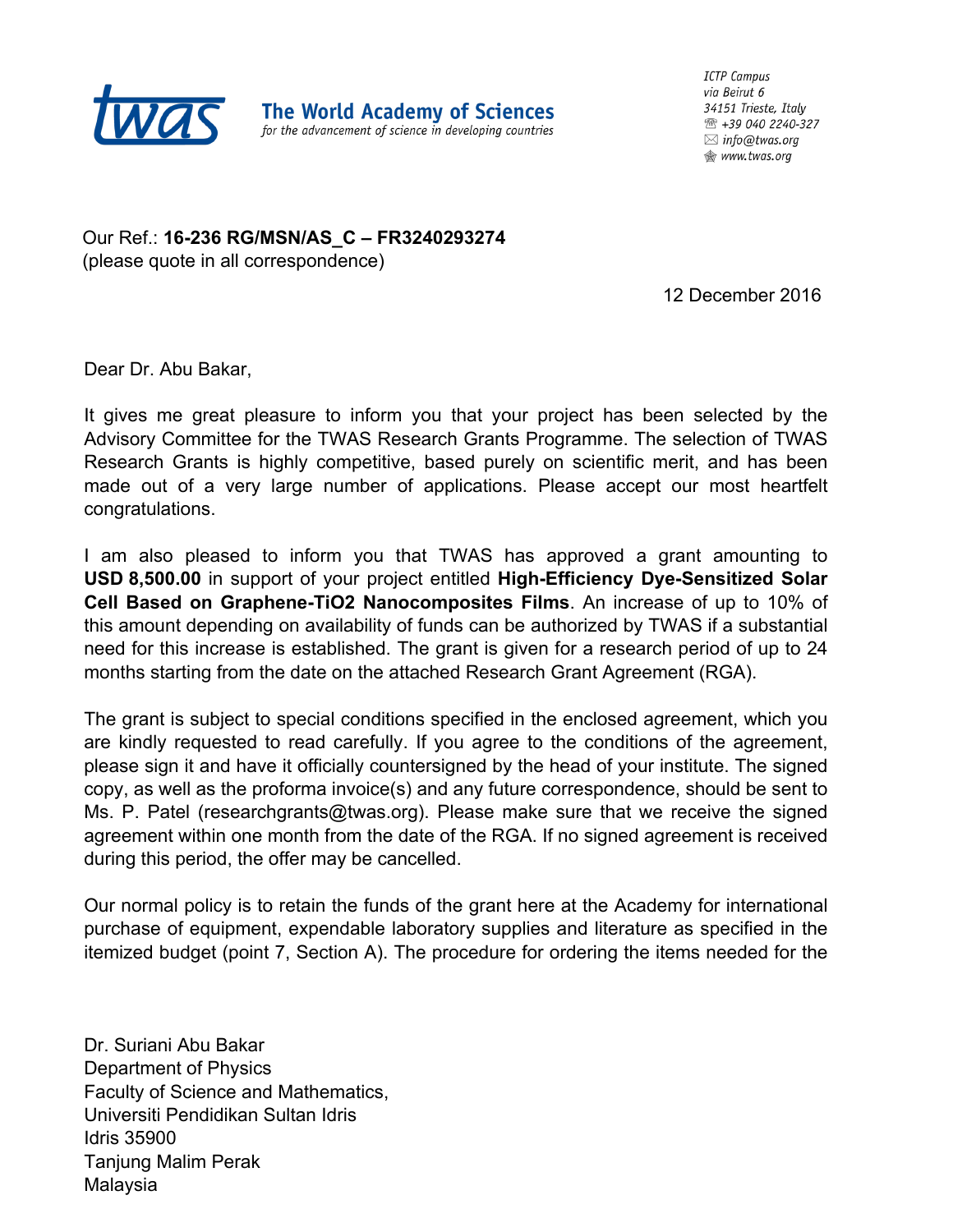**twas** The World Academy of Sciences
*for the advancement of science in developing countries*

*ICTP Campus*
*via Beirut 6*
*34151 Trieste, Italy*
*+39 040 2240-327*
*info@twas.org*
*www.twas.org*

Our Ref.: **16-236 RG/MSN/AS_C – FR3240293274**
(please quote in all correspondence)

12 December 2016

Dear Dr. Abu Bakar,

It gives me great pleasure to inform you that your project has been selected by the Advisory Committee for the TWAS Research Grants Programme. The selection of TWAS Research Grants is highly competitive, based purely on scientific merit, and has been made out of a very large number of applications. Please accept our most heartfelt congratulations.

I am also pleased to inform you that TWAS has approved a grant amounting to **USD 8,500.00** in support of your project entitled **High-Efficiency Dye-Sensitized Solar Cell Based on Graphene-TiO2 Nanocomposites Films**. An increase of up to 10% of this amount depending on availability of funds can be authorized by TWAS if a substantial need for this increase is established. The grant is given for a research period of up to 24 months starting from the date on the attached Research Grant Agreement (RGA).

The grant is subject to special conditions specified in the enclosed agreement, which you are kindly requested to read carefully. If you agree to the conditions of the agreement, please sign it and have it officially countersigned by the head of your institute. The signed copy, as well as the proforma invoice(s) and any future correspondence, should be sent to Ms. P. Patel (researchgrants@twas.org). Please make sure that we receive the signed agreement within one month from the date of the RGA. If no signed agreement is received during this period, the offer may be cancelled.

Our normal policy is to retain the funds of the grant here at the Academy for international purchase of equipment, expendable laboratory supplies and literature as specified in the itemized budget (point 7, Section A). The procedure for ordering the items needed for the

Dr. Suriani Abu Bakar
Department of Physics
Faculty of Science and Mathematics,
Universiti Pendidikan Sultan Idris
Idris 35900
Tanjung Malim Perak
Malaysia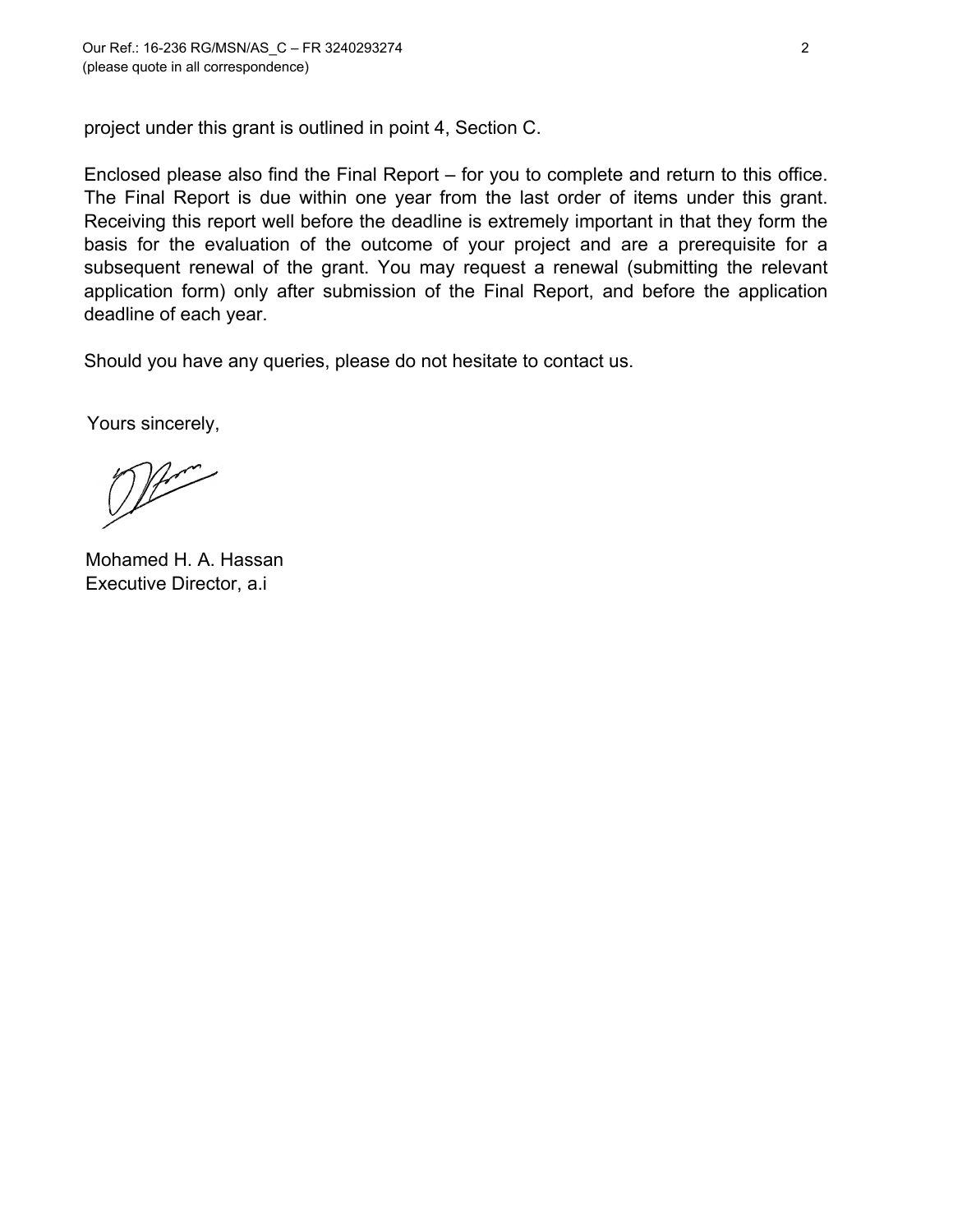project under this grant is outlined in point 4, Section C.

Enclosed please also find the Final Report – for you to complete and return to this office. The Final Report is due within one year from the last order of items under this grant. Receiving this report well before the deadline is extremely important in that they form the basis for the evaluation of the outcome of your project and are a prerequisite for a subsequent renewal of the grant. You may request a renewal (submitting the relevant application form) only after submission of the Final Report, and before the application deadline of each year.

Should you have any queries, please do not hesitate to contact us.

Yours sincerely,

Mohamed H. A. Hassan
Executive Director, a.i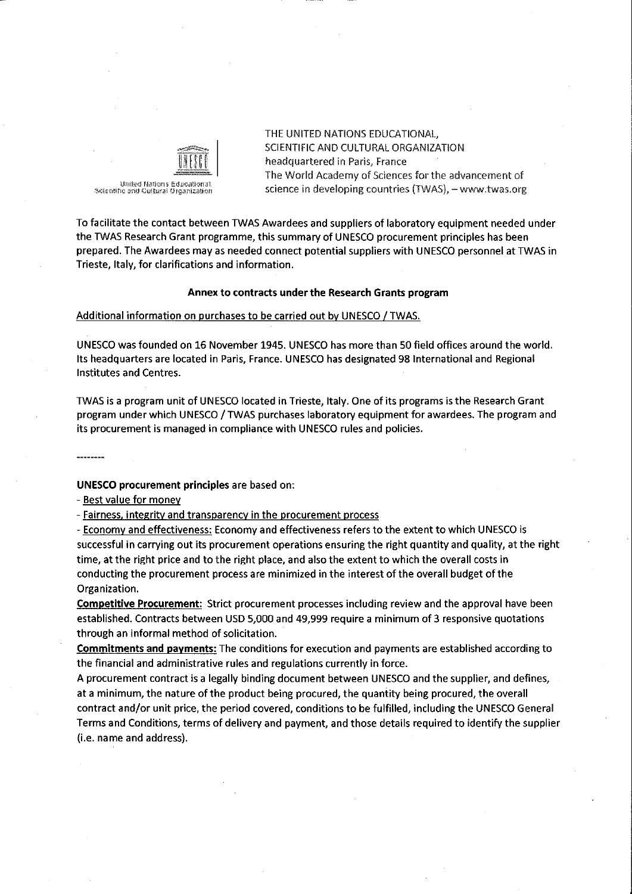THE UNITED NATIONS EDUCATIONAL, SCIENTIFIC AND CULTURAL ORGANIZATION headquartered in Paris, France
The World Academy of Sciences for the advancement of science in developing countries (TWAS), – www.twas.org

United Nations Educational, Scientific and Cultural Organization

To facilitate the contact between TWAS Awardees and suppliers of laboratory equipment needed under the TWAS Research Grant programme, this summary of UNESCO procurement principles has been prepared. The Awardees may as needed connect potential suppliers with UNESCO personnel at TWAS in Trieste, Italy, for clarifications and information.

**Annex to contracts under the Research Grants program**

Additional information on purchases to be carried out by UNESCO / TWAS.

UNESCO was founded on 16 November 1945. UNESCO has more than 50 field offices around the world. Its headquarters are located in Paris, France. UNESCO has designated 98 International and Regional Institutes and Centres.

TWAS is a program unit of UNESCO located in Trieste, Italy. One of its programs is the Research Grant program under which UNESCO / TWAS purchases laboratory equipment for awardees. The program and its procurement is managed in compliance with UNESCO rules and policies.

--------

**UNESCO procurement principles** are based on:

- Best value for money
- Fairness, integrity and transparency in the procurement process
- Economy and effectiveness: Economy and effectiveness refers to the extent to which UNESCO is successful in carrying out its procurement operations ensuring the right quantity and quality, at the right time, at the right price and to the right place, and also the extent to which the overall costs in conducting the procurement process are minimized in the interest of the overall budget of the Organization.

**Competitive Procurement:** Strict procurement processes including review and the approval have been established. Contracts between USD 5,000 and 49,999 require a minimum of 3 responsive quotations through an informal method of solicitation.

**Commitments and payments:** The conditions for execution and payments are established according to the financial and administrative rules and regulations currently in force.

A procurement contract is a legally binding document between UNESCO and the supplier, and defines, at a minimum, the nature of the product being procured, the quantity being procured, the overall contract and/or unit price, the period covered, conditions to be fulfilled, including the UNESCO General Terms and Conditions, terms of delivery and payment, and those details required to identify the supplier (i.e. name and address).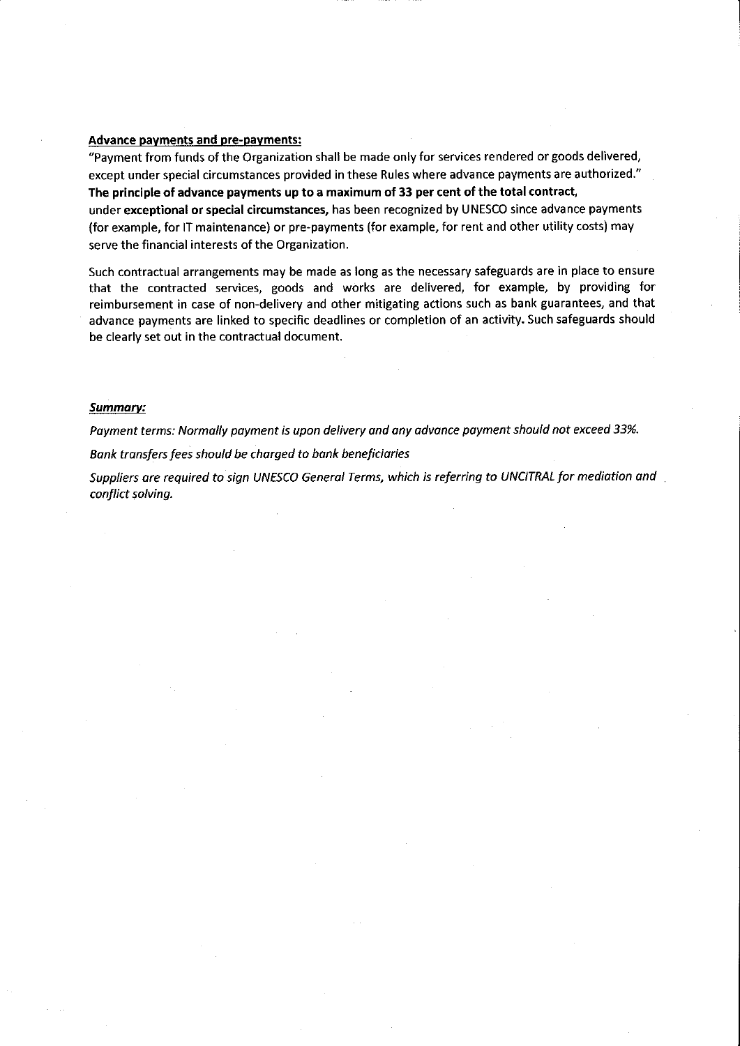**Advance payments and pre-payments:**

"Payment from funds of the Organization shall be made only for services rendered or goods delivered, except under special circumstances provided in these Rules where advance payments are authorized."
**The principle of advance payments up to a maximum of 33 per cent of the total contract,** under **exceptional or special circumstances,** has been recognized by UNESCO since advance payments (for example, for IT maintenance) or pre-payments (for example, for rent and other utility costs) may serve the financial interests of the Organization.

Such contractual arrangements may be made as long as the necessary safeguards are in place to ensure that the contracted services, goods and works are delivered, for example, by providing for reimbursement in case of non-delivery and other mitigating actions such as bank guarantees, and that advance payments are linked to specific deadlines or completion of an activity. Such safeguards should be clearly set out in the contractual document.

***Summary:***

*Payment terms: Normally payment is upon delivery and any advance payment should not exceed 33%.*

*Bank transfers fees should be charged to bank beneficiaries*

*Suppliers are required to sign UNESCO General Terms, which is referring to UNCITRAL for mediation and conflict solving.*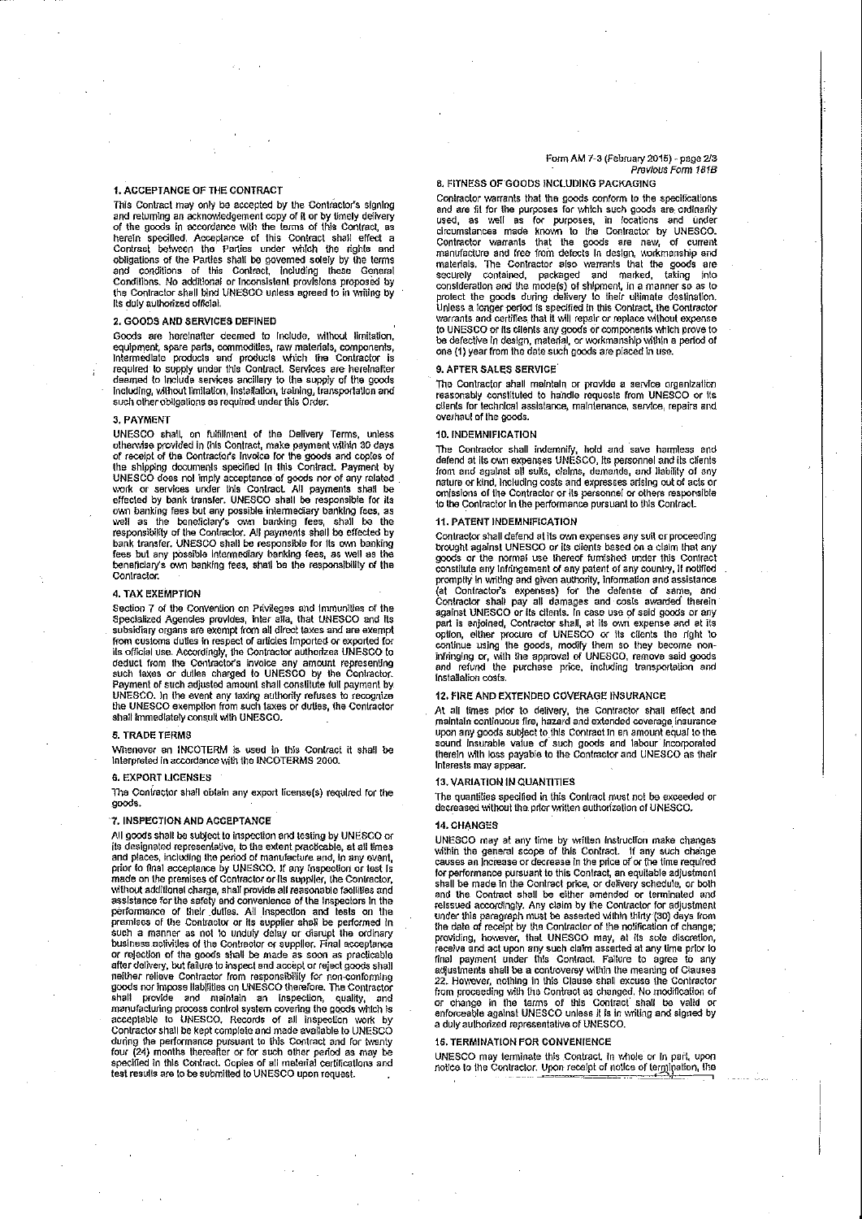## 1. ACCEPTANCE OF THE CONTRACT

This Contract may only be accepted by the Contractor's signing and returning an acknowledgement copy of it or by timely delivery of the goods in accordance with the terms of this Contract, as herein specified. Acceptance of this Contract shall effect a Contract between the Parties under which the rights and obligations of the Parties shall be governed solely by the terms and conditions of this Contract, including these General Conditions. No additional or inconsistent provisions proposed by the Contractor shall bind UNESCO unless agreed to in writing by its duly authorized official.

## 2. GOODS AND SERVICES DEFINED

Goods are hereinafter deemed to include, without limitation, equipment, spare parts, commodities, raw materials, components, intermediate products and products which the Contractor is required to supply under this Contract. Services are hereinafter deemed to include services ancillary to the supply of the goods including, without limitation, installation, training, transportation and such other obligations as required under this Order.

## 3. PAYMENT

UNESCO shall, on fulfillment of the Delivery Terms, unless otherwise provided in this Contract, make payment within 30 days of receipt of the Contractor's invoice for the goods and copies of the shipping documents specified in this Contract. Payment by UNESCO does not imply acceptance of goods nor of any related work or services under this Contract. All payments shall be effected by bank transfer. UNESCO shall be responsible for its own banking fees but any possible intermediary banking fees, as well as the beneficiary's own banking fees, shall be the responsibility of the Contractor. All payments shall be effected by bank transfer. UNESCO shall be responsible for its own banking fees but any possible intermediary banking fees, as well as the beneficiary's own banking fees, shall be the responsibility of the Contractor.

## 4. TAX EXEMPTION

Section 7 of the Convention on Privileges and Immunities of the Specialized Agencies provides, inter alia, that UNESCO and its subsidiary organs are exempt from all direct taxes and are exempt from customs duties in respect of articles imported or exported for its official use. Accordingly, the Contractor authorizes UNESCO to deduct from the Contractor's invoice any amount representing such taxes or duties charged to UNESCO by the Contractor. Payment of such adjusted amount shall constitute full payment by UNESCO. In the event any taxing authority refuses to recognize the UNESCO exemption from such taxes or duties, the Contractor shall immediately consult with UNESCO.

## 5. TRADE TERMS

Whenever an INCOTERM is used in this Contract it shall be interpreted in accordance with the INCOTERMS 2000.

## 6. EXPORT LICENSES

The Contractor shall obtain any export license(s) required for the goods.

## 7. INSPECTION AND ACCEPTANCE

All goods shall be subject to inspection and testing by UNESCO or its designated representative, to the extent practicable, at all times and places, including the period of manufacture and, in any event, prior to final acceptance by UNESCO. If any inspection or test is made on the premises of Contractor or its supplier, the Contractor, without additional charge, shall provide all reasonable facilities and assistance for the safety and convenience of the inspectors in the performance of their duties. All inspection and tests on the premises of the Contractor or its supplier shall be performed in such a manner as not to unduly delay or disrupt the ordinary business activities of the Contractor or supplier. Final acceptance or rejection of the goods shall be made as soon as practicable after delivery, but failure to inspect and accept or reject goods shall neither relieve Contractor from responsibility for non-conforming goods nor impose liabilities on UNESCO therefore. The Contractor shall provide and maintain an inspection, quality, and manufacturing process control system covering the goods which is acceptable to UNESCO. Records of all inspection work by Contractor shall be kept complete and made available to UNESCO during the performance pursuant to this Contract and for twenty four (24) months thereafter or for such other period as may be specified in this Contract. Copies of all material certifications and test results are to be submitted to UNESCO upon request.

## 8. FITNESS OF GOODS INCLUDING PACKAGING

Contractor warrants that the goods conform to the specifications and are fit for the purposes for which such goods are ordinarily used, as well as for purposes, in locations and under circumstances made known to the Contractor by UNESCO. Contractor warrants that the goods are new, of current manufacture and free from defects in design, workmanship and materials. The Contractor also warrants that the goods are securely contained, packaged and marked, taking into consideration and the mode(s) of shipment, in a manner so as to protect the goods during delivery to their ultimate destination. Unless a longer period is specified in this Contract, the Contractor warrants and certifies that it will repair or replace without expense to UNESCO or its clients any goods or components which prove to be defective in design, material, or workmanship within a period of one (1) year from the date such goods are placed in use.

## 9. AFTER SALES SERVICE

The Contractor shall maintain or provide a service organization reasonably constituted to handle requests from UNESCO or its clients for technical assistance, maintenance, service, repairs and overhaul of the goods.

## 10. INDEMNIFICATION

The Contractor shall indemnify, hold and save harmless and defend at its own expenses UNESCO, its personnel and its clients from and against all suits, claims, demands, and liability of any nature or kind, including costs and expenses arising out of acts or omissions of the Contractor or its personnel or others responsible to the Contractor in the performance pursuant to this Contract.

## 11. PATENT INDEMNIFICATION

Contractor shall defend at its own expenses any suit or proceeding brought against UNESCO or its clients based on a claim that any goods or the normal use thereof furnished under this Contract constitute any infringement of any patent of any country, if notified promptly in writing and given authority, information and assistance (at Contractor's expenses) for the defense of same, and Contractor shall pay all damages and costs awarded therein against UNESCO or its clients. In case use of said goods or any part is enjoined, Contractor shall, at its own expense and at its option, either procure of UNESCO or its clients the right to continue using the goods, modify them so they become non-infringing or, with the approval of UNESCO, remove said goods and refund the purchase price, including transportation and installation costs.

## 12. FIRE AND EXTENDED COVERAGE INSURANCE

At all times prior to delivery, the Contractor shall effect and maintain continuous fire, hazard and extended coverage insurance upon any goods subject to this Contract in an amount equal to the sound insurable value of such goods and labour incorporated therein with loss payable to the Contractor and UNESCO as their interests may appear.

## 13. VARIATION IN QUANTITIES

The quantities specified in this Contract must not be exceeded or decreased without the prior written authorization of UNESCO.

## 14. CHANGES

UNESCO may at any time by written instruction make changes within the general scope of this Contract. If any such change causes an increase or decrease in the price of or the time required for performance pursuant to this Contract, an equitable adjustment shall be made in the Contract price, or delivery schedule, or both and the Contract shall be either amended or terminated and reissued accordingly. Any claim by the Contractor for adjustment under this paragraph must be asserted within thirty (30) days from the date of receipt by the Contractor of the notification of change; providing, however, that UNESCO may, at its sole discretion, receive and act upon any such claim asserted at any time prior to final payment under this Contract. Failure to agree to any adjustments shall be a controversy within the meaning of Clauses 22. However, nothing in this Clause shall excuse the Contractor from proceeding with the Contract as changed. No modification of or change in the terms of this Contract shall be valid or enforceable against UNESCO unless it is in writing and signed by a duly authorized representative of UNESCO.

## 15. TERMINATION FOR CONVENIENCE

UNESCO may terminate this Contract, in whole or in part, upon notice to the Contractor. Upon receipt of notice of termination, the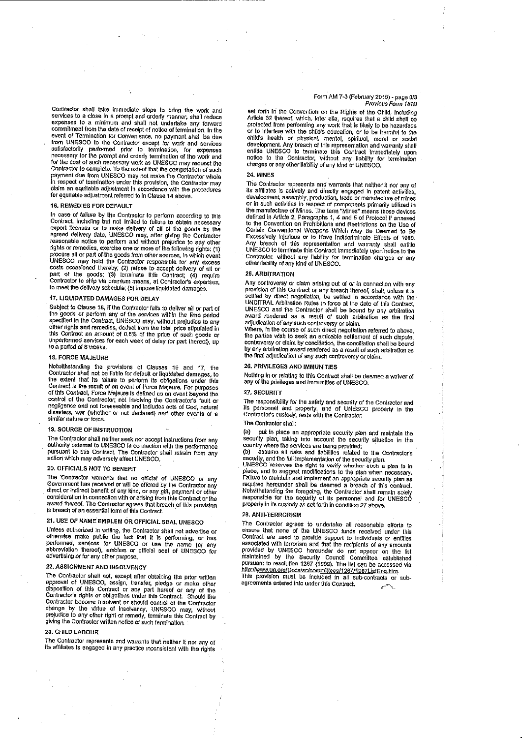Contractor shall take immediate steps to bring the work and services to a close in a prompt and orderly manner, shall reduce expenses to a minimum and shall not undertake any forward commitment from the date of receipt of notice of termination. In the event of Termination for Convenience, no payment shall be due from UNESCO to the Contractor except for work and services satisfactorily performed prior to termination, for expenses necessary for the prompt and orderly termination of the work and for the cost of such necessary work as UNESCO may request the Contractor to complete. To the extent that the computation of such payment due from UNESCO may not make the Contractor whole in respect of termination under this provision, the Contractor may claim an equitable adjustment in accordance with the procedures for equitable adjustment referred to in Clause 14 above.

### 16. REMEDIES FOR DEFAULT

In case of failure by the Contractor to perform according to this Contract, including but not limited to failure to obtain necessary export licenses or to make delivery of all of the goods by the agreed delivery date, UNESCO may, after giving the Contractor reasonable notice to perform and without prejudice to any other rights or remedies, exercise one or more of the following rights: (1) procure all or part of the goods from other sources, in which event UNESCO may hold the Contractor responsible for any excess costs occasioned thereby; (2) refuse to accept delivery of all or part of the goods; (3) terminate this Contract; (4) require Contractor to ship via premium means, at Contractor's expenses, to meet the delivery schedule; (5) impose liquidated damages.

### 17. LIQUIDATED DAMAGES FOR DELAY

Subject to Clause 18, if the Contractor fails to deliver all or part of the goods or perform any of the services within the time period specified in the Contract, UNESCO may, without prejudice to any other rights and remedies, deduct from the total price stipulated in this Contract an amount of 0.5% of the price of such goods or unperformed services for each week of delay (or part thereof), up to a period of 8 weeks.

### 18. FORCE MAJEURE

Notwithstanding the provisions of Clauses 16 and 17, the Contractor shall not be liable for default or liquidated damages, to the extent that its failure to perform its obligations under this Contract is the result of an event of Force Majeure. For purposes of this Contract, Force Majeure is defined as an event beyond the control of the Contractor; not involving the Contractor's fault or negligence and not foreseeable and includes acts of God, natural disasters, war (whether or not declared) and other events of a similar nature or force.

### 19. SOURCE OF INSTRUCTION

The Contractor shall neither seek nor accept instructions from any authority external to UNESCO in connection with the performance pursuant to this Contract. The Contractor shall refrain from any action which may adversely affect UNESCO.

### 20. OFFICIALS NOT TO BENEFIT

The Contractor warrants that no official of UNESCO or any Government has received or will be offered by the Contractor any direct or indirect benefit of any kind, or any gift, payment or other consideration in connection with or arising from this Contract or the award thereof. The Contractor agrees that breach of this provision is breach of an essential term of this Contract.

### 21. USE OF NAME EMBLEM OR OFFICIAL SEAL UNESCO

Unless authorized in writing, the Contractor shall not advertise or otherwise make public the fact that it is performing, or has performed, services for UNESCO or use the name (or any abbreviation thereof), emblem or official seal of UNESCO for advertising or for any other purpose.

### 22. ASSIGNMENT AND INSOLVENCY

The Contractor shall not, except after obtaining the prior written approval of UNESCO, assign, transfer, pledge or make other disposition of this Contract or any part hereof or any of the Contractor's rights or obligations under this Contract. Should the Contractor become insolvent or should control of the Contractor change by the virtue of insolvency, UNESCO may, without prejudice to any other right or remedy, terminate this Contract by giving the Contractor written notice of such termination.

### 23. CHILD LABOUR

The Contractor represents and warrants that neither it nor any of its affiliates is engaged in any practice inconsistent with the rights set forth in the Convention on the Rights of the Child, including Article 32 thereof, which, inter alia, requires that a child shall be protected from performing any work that is likely to be hazardous or to interfere with the child's education, or to be harmful to the child's health or physical, mental, spiritual, moral or social development. Any breach of this representation and warranty shall entitle UNESCO to terminate this Contract immediately upon notice to the Contractor, without any liability for termination charges or any other liability of any kind of UNESCO.

### 24. MINES

The Contractor represents and warrants that neither it nor any of its affiliates is actively and directly engaged in patent activities, development, assembly, production, trade or manufacture of mines or in such activities in respect of components primarily utilized in the manufacture of Mines. The term "Mines" means those devices defined in Article 2, Paragraphs 1, 4 and 5 of Protocol II annexed to the Convention on Prohibitions and Restrictions on the Use of Certain Conventional Weapons Which May Be Deemed to Be Excessively Injurious or to Have Indiscriminate Effects of 1980. Any breach of this representation and warranty shall entitle UNESCO to terminate this Contract immediately upon notice to the Contractor, without any liability for termination charges or any other liability of any kind of UNESCO.

### 25. ARBITRATION

Any controversy or claim arising out of or in connection with any provision of this Contract or any breach thereof, shall, unless it is settled by direct negotiation, be settled in accordance with the UNCITRAL Arbitration Rules in force at the date of this Contract. UNESCO and the Contractor shall be bound by any arbitration award rendered as a result of such arbitration as the final adjudication of any such controversy or claim.

Where, in the course of such direct negotiation referred to above, the parties wish to seek an amicable settlement of such dispute, controversy or claim by conciliation, the conciliation shall be bound by any arbitration award rendered as a result of such arbitration as the final adjudication of any such controversy or claim.

### 26. PRIVILEGES AND IMMUNITIES

Nothing in or relating to this Contract shall be deemed a waiver of any of the privileges and immunities of UNESCO.

### 27. SECURITY

The responsibility for the safety and security of the Contractor and its personnel and property, and of UNESCO property in the Contractor's custody, rests with the Contractor.

The Contractor shall:

(a) put in place an appropriate security plan and maintain the security plan, taking into account the security situation in the country where the services are being provided;

(b) assume all risks and liabilities related to the Contractor's security, and the full implementation of the security plan.

UNESCO reserves the right to verify whether such a plan is in place, and to suggest modifications to the plan when necessary. Failure to maintain and implement an appropriate security plan as required hereunder shall be deemed a breach of this contract. Notwithstanding the foregoing, the Contractor shall remain solely responsible for the security of its personnel and for UNESCO property in its custody as set forth in condition 27 above.

### 28. ANTI-TERRORISM

The Contractor agrees to undertake all reasonable efforts to ensure that none of the UNESCO funds received under this Contract are used to provide support to individuals or entities associated with terrorism and that the recipients of any amounts provided by UNESCO hereunder do not appear on the list maintained by the Security Council Committee established pursuant to resolution 1267 (1999). The list can be accessed via http://www.un.org/Docs/sc/committees/1267/1267ListEng.htm.

This provision must be included in all sub-contracts or sub-agreements entered into under this Contract.